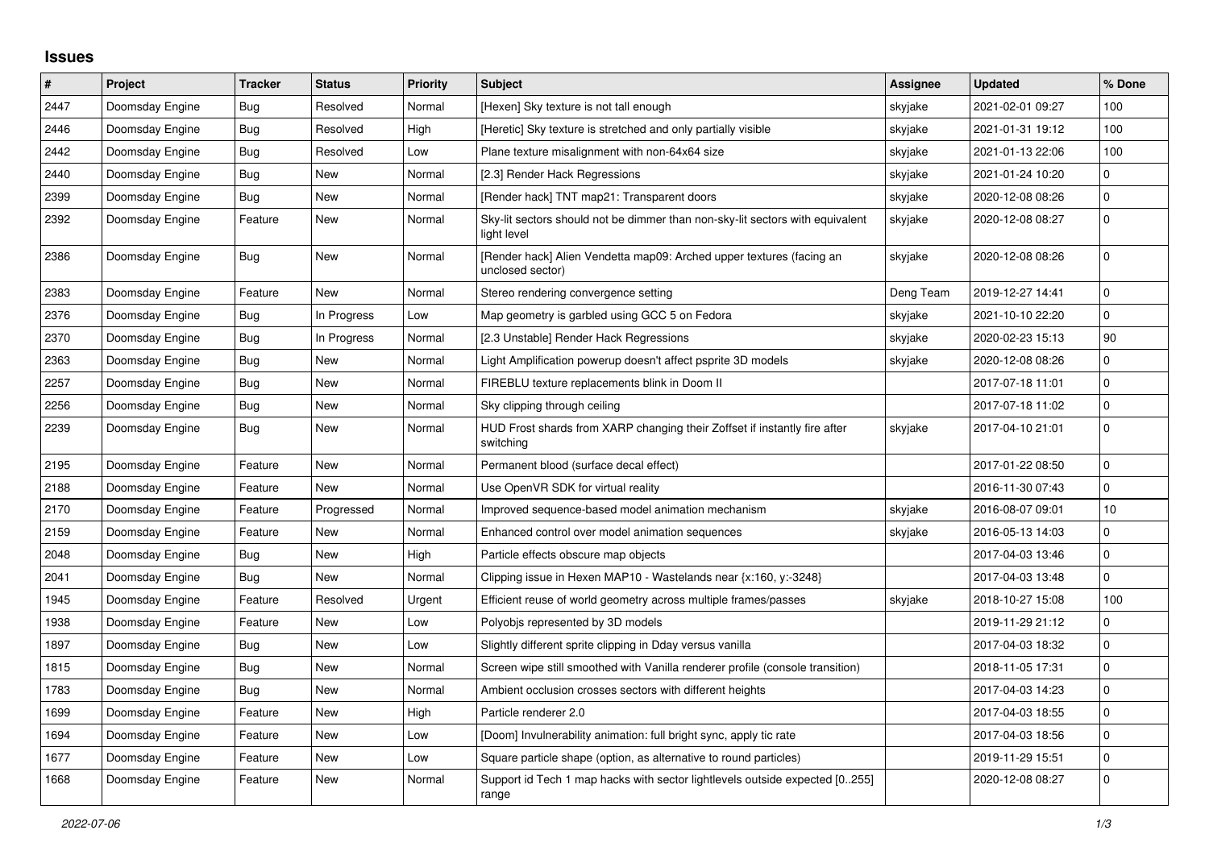## Issues

| # | Project | Tracker | Status | Priority | Subject | Assignee | Updated | % Done |
|---|---|---|---|---|---|---|---|---|
| 2447 | Doomsday Engine | Bug | Resolved | Normal | [Hexen] Sky texture is not tall enough | skyjake | 2021-02-01 09:27 | 100 |
| 2446 | Doomsday Engine | Bug | Resolved | High | [Heretic] Sky texture is stretched and only partially visible | skyjake | 2021-01-31 19:12 | 100 |
| 2442 | Doomsday Engine | Bug | Resolved | Low | Plane texture misalignment with non-64x64 size | skyjake | 2021-01-13 22:06 | 100 |
| 2440 | Doomsday Engine | Bug | New | Normal | [2.3] Render Hack Regressions | skyjake | 2021-01-24 10:20 | 0 |
| 2399 | Doomsday Engine | Bug | New | Normal | [Render hack] TNT map21: Transparent doors | skyjake | 2020-12-08 08:26 | 0 |
| 2392 | Doomsday Engine | Feature | New | Normal | Sky-lit sectors should not be dimmer than non-sky-lit sectors with equivalent light level | skyjake | 2020-12-08 08:27 | 0 |
| 2386 | Doomsday Engine | Bug | New | Normal | [Render hack] Alien Vendetta map09: Arched upper textures (facing an unclosed sector) | skyjake | 2020-12-08 08:26 | 0 |
| 2383 | Doomsday Engine | Feature | New | Normal | Stereo rendering convergence setting | Deng Team | 2019-12-27 14:41 | 0 |
| 2376 | Doomsday Engine | Bug | In Progress | Low | Map geometry is garbled using GCC 5 on Fedora | skyjake | 2021-10-10 22:20 | 0 |
| 2370 | Doomsday Engine | Bug | In Progress | Normal | [2.3 Unstable] Render Hack Regressions | skyjake | 2020-02-23 15:13 | 90 |
| 2363 | Doomsday Engine | Bug | New | Normal | Light Amplification powerup doesn't affect psprite 3D models | skyjake | 2020-12-08 08:26 | 0 |
| 2257 | Doomsday Engine | Bug | New | Normal | FIREBLU texture replacements blink in Doom II | | 2017-07-18 11:01 | 0 |
| 2256 | Doomsday Engine | Bug | New | Normal | Sky clipping through ceiling | | 2017-07-18 11:02 | 0 |
| 2239 | Doomsday Engine | Bug | New | Normal | HUD Frost shards from XARP changing their Zoffset if instantly fire after switching | skyjake | 2017-04-10 21:01 | 0 |
| 2195 | Doomsday Engine | Feature | New | Normal | Permanent blood (surface decal effect) | | 2017-01-22 08:50 | 0 |
| 2188 | Doomsday Engine | Feature | New | Normal | Use OpenVR SDK for virtual reality | | 2016-11-30 07:43 | 0 |
| 2170 | Doomsday Engine | Feature | Progressed | Normal | Improved sequence-based model animation mechanism | skyjake | 2016-08-07 09:01 | 10 |
| 2159 | Doomsday Engine | Feature | New | Normal | Enhanced control over model animation sequences | skyjake | 2016-05-13 14:03 | 0 |
| 2048 | Doomsday Engine | Bug | New | High | Particle effects obscure map objects | | 2017-04-03 13:46 | 0 |
| 2041 | Doomsday Engine | Bug | New | Normal | Clipping issue in Hexen MAP10 - Wastelands near {x:160, y:-3248} | | 2017-04-03 13:48 | 0 |
| 1945 | Doomsday Engine | Feature | Resolved | Urgent | Efficient reuse of world geometry across multiple frames/passes | skyjake | 2018-10-27 15:08 | 100 |
| 1938 | Doomsday Engine | Feature | New | Low | Polyobjs represented by 3D models | | 2019-11-29 21:12 | 0 |
| 1897 | Doomsday Engine | Bug | New | Low | Slightly different sprite clipping in Dday versus vanilla | | 2017-04-03 18:32 | 0 |
| 1815 | Doomsday Engine | Bug | New | Normal | Screen wipe still smoothed with Vanilla renderer profile (console transition) | | 2018-11-05 17:31 | 0 |
| 1783 | Doomsday Engine | Bug | New | Normal | Ambient occlusion crosses sectors with different heights | | 2017-04-03 14:23 | 0 |
| 1699 | Doomsday Engine | Feature | New | High | Particle renderer 2.0 | | 2017-04-03 18:55 | 0 |
| 1694 | Doomsday Engine | Feature | New | Low | [Doom] Invulnerability animation: full bright sync, apply tic rate | | 2017-04-03 18:56 | 0 |
| 1677 | Doomsday Engine | Feature | New | Low | Square particle shape (option, as alternative to round particles) | | 2019-11-29 15:51 | 0 |
| 1668 | Doomsday Engine | Feature | New | Normal | Support id Tech 1 map hacks with sector lightlevels outside expected [0..255] range | | 2020-12-08 08:27 | 0 |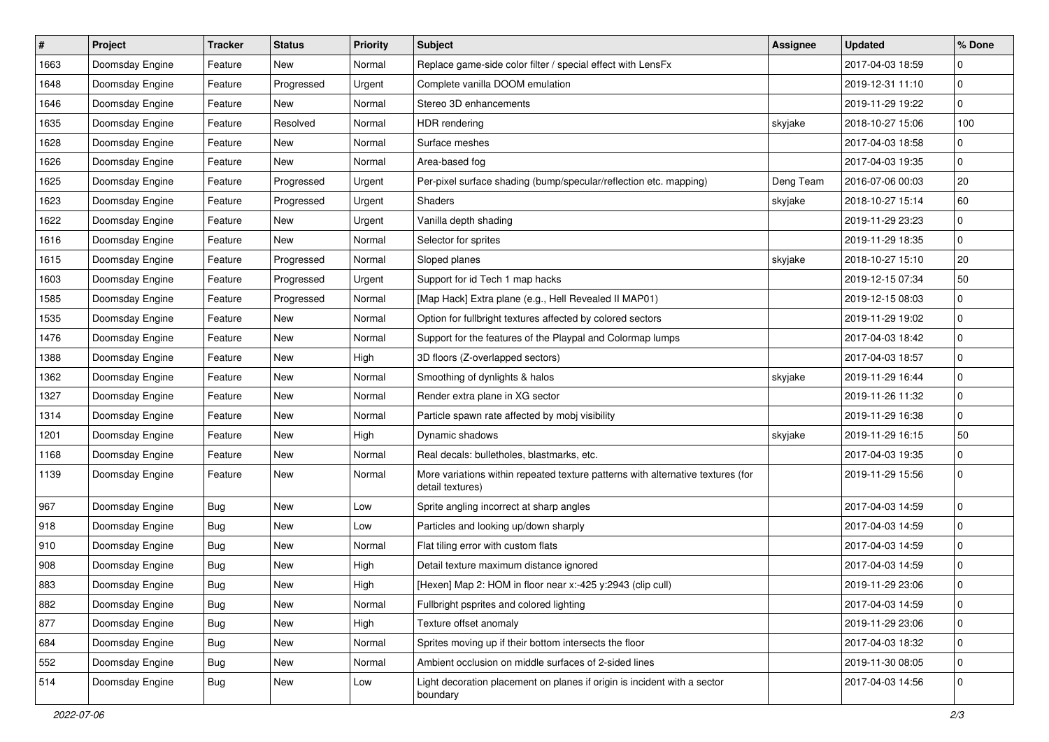| # | Project | Tracker | Status | Priority | Subject | Assignee | Updated | % Done |
|---|---|---|---|---|---|---|---|---|
| 1663 | Doomsday Engine | Feature | New | Normal | Replace game-side color filter / special effect with LensFx | | 2017-04-03 18:59 | 0 |
| 1648 | Doomsday Engine | Feature | Progressed | Urgent | Complete vanilla DOOM emulation | | 2019-12-31 11:10 | 0 |
| 1646 | Doomsday Engine | Feature | New | Normal | Stereo 3D enhancements | | 2019-11-29 19:22 | 0 |
| 1635 | Doomsday Engine | Feature | Resolved | Normal | HDR rendering | skyjake | 2018-10-27 15:06 | 100 |
| 1628 | Doomsday Engine | Feature | New | Normal | Surface meshes | | 2017-04-03 18:58 | 0 |
| 1626 | Doomsday Engine | Feature | New | Normal | Area-based fog | | 2017-04-03 19:35 | 0 |
| 1625 | Doomsday Engine | Feature | Progressed | Urgent | Per-pixel surface shading (bump/specular/reflection etc. mapping) | Deng Team | 2016-07-06 00:03 | 20 |
| 1623 | Doomsday Engine | Feature | Progressed | Urgent | Shaders | skyjake | 2018-10-27 15:14 | 60 |
| 1622 | Doomsday Engine | Feature | New | Urgent | Vanilla depth shading | | 2019-11-29 23:23 | 0 |
| 1616 | Doomsday Engine | Feature | New | Normal | Selector for sprites | | 2019-11-29 18:35 | 0 |
| 1615 | Doomsday Engine | Feature | Progressed | Normal | Sloped planes | skyjake | 2018-10-27 15:10 | 20 |
| 1603 | Doomsday Engine | Feature | Progressed | Urgent | Support for id Tech 1 map hacks | | 2019-12-15 07:34 | 50 |
| 1585 | Doomsday Engine | Feature | Progressed | Normal | [Map Hack] Extra plane (e.g., Hell Revealed II MAP01) | | 2019-12-15 08:03 | 0 |
| 1535 | Doomsday Engine | Feature | New | Normal | Option for fullbright textures affected by colored sectors | | 2019-11-29 19:02 | 0 |
| 1476 | Doomsday Engine | Feature | New | Normal | Support for the features of the Playpal and Colormap lumps | | 2017-04-03 18:42 | 0 |
| 1388 | Doomsday Engine | Feature | New | High | 3D floors (Z-overlapped sectors) | | 2017-04-03 18:57 | 0 |
| 1362 | Doomsday Engine | Feature | New | Normal | Smoothing of dynlights & halos | skyjake | 2019-11-29 16:44 | 0 |
| 1327 | Doomsday Engine | Feature | New | Normal | Render extra plane in XG sector | | 2019-11-26 11:32 | 0 |
| 1314 | Doomsday Engine | Feature | New | Normal | Particle spawn rate affected by mobj visibility | | 2019-11-29 16:38 | 0 |
| 1201 | Doomsday Engine | Feature | New | High | Dynamic shadows | skyjake | 2019-11-29 16:15 | 50 |
| 1168 | Doomsday Engine | Feature | New | Normal | Real decals: bulletholes, blastmarks, etc. | | 2017-04-03 19:35 | 0 |
| 1139 | Doomsday Engine | Feature | New | Normal | More variations within repeated texture patterns with alternative textures (for detail textures) | | 2019-11-29 15:56 | 0 |
| 967 | Doomsday Engine | Bug | New | Low | Sprite angling incorrect at sharp angles | | 2017-04-03 14:59 | 0 |
| 918 | Doomsday Engine | Bug | New | Low | Particles and looking up/down sharply | | 2017-04-03 14:59 | 0 |
| 910 | Doomsday Engine | Bug | New | Normal | Flat tiling error with custom flats | | 2017-04-03 14:59 | 0 |
| 908 | Doomsday Engine | Bug | New | High | Detail texture maximum distance ignored | | 2017-04-03 14:59 | 0 |
| 883 | Doomsday Engine | Bug | New | High | [Hexen] Map 2: HOM in floor near x:-425 y:2943 (clip cull) | | 2019-11-29 23:06 | 0 |
| 882 | Doomsday Engine | Bug | New | Normal | Fullbright psprites and colored lighting | | 2017-04-03 14:59 | 0 |
| 877 | Doomsday Engine | Bug | New | High | Texture offset anomaly | | 2019-11-29 23:06 | 0 |
| 684 | Doomsday Engine | Bug | New | Normal | Sprites moving up if their bottom intersects the floor | | 2017-04-03 18:32 | 0 |
| 552 | Doomsday Engine | Bug | New | Normal | Ambient occlusion on middle surfaces of 2-sided lines | | 2019-11-30 08:05 | 0 |
| 514 | Doomsday Engine | Bug | New | Low | Light decoration placement on planes if origin is incident with a sector boundary | | 2017-04-03 14:56 | 0 |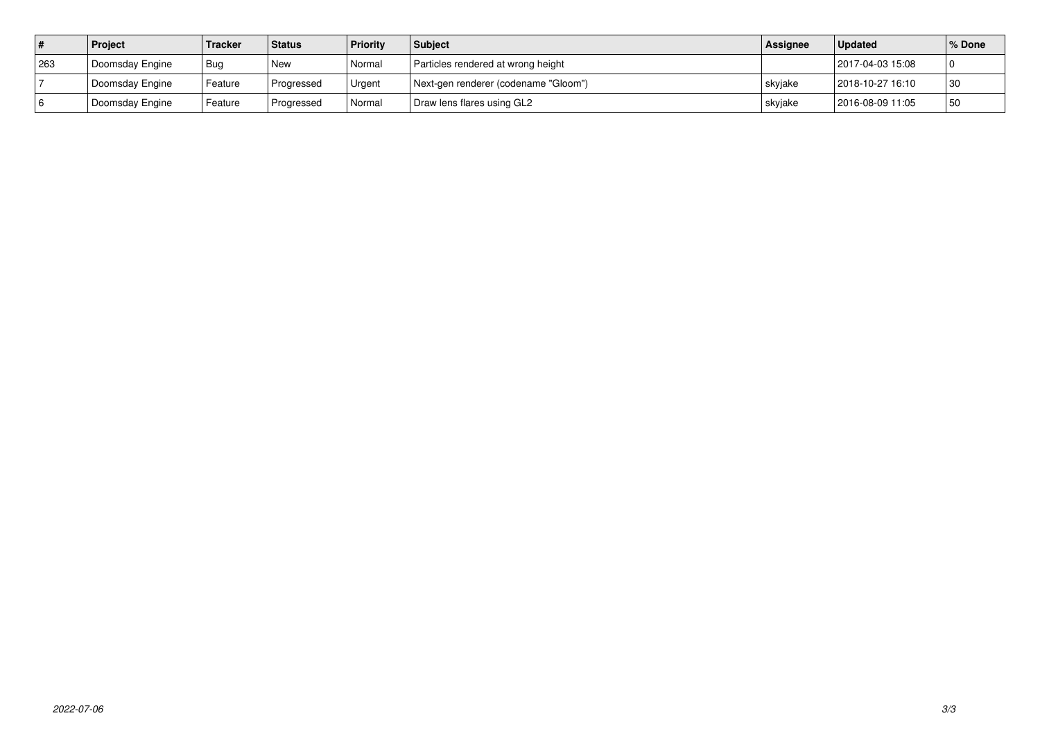| # | Project | Tracker | Status | Priority | Subject | Assignee | Updated | % Done |
|---|---|---|---|---|---|---|---|---|
| 263 | Doomsday Engine | Bug | New | Normal | Particles rendered at wrong height | | 2017-04-03 15:08 | 0 |
| 7 | Doomsday Engine | Feature | Progressed | Urgent | Next-gen renderer (codename "Gloom") | skyjake | 2018-10-27 16:10 | 30 |
| 6 | Doomsday Engine | Feature | Progressed | Normal | Draw lens flares using GL2 | skyjake | 2016-08-09 11:05 | 50 |